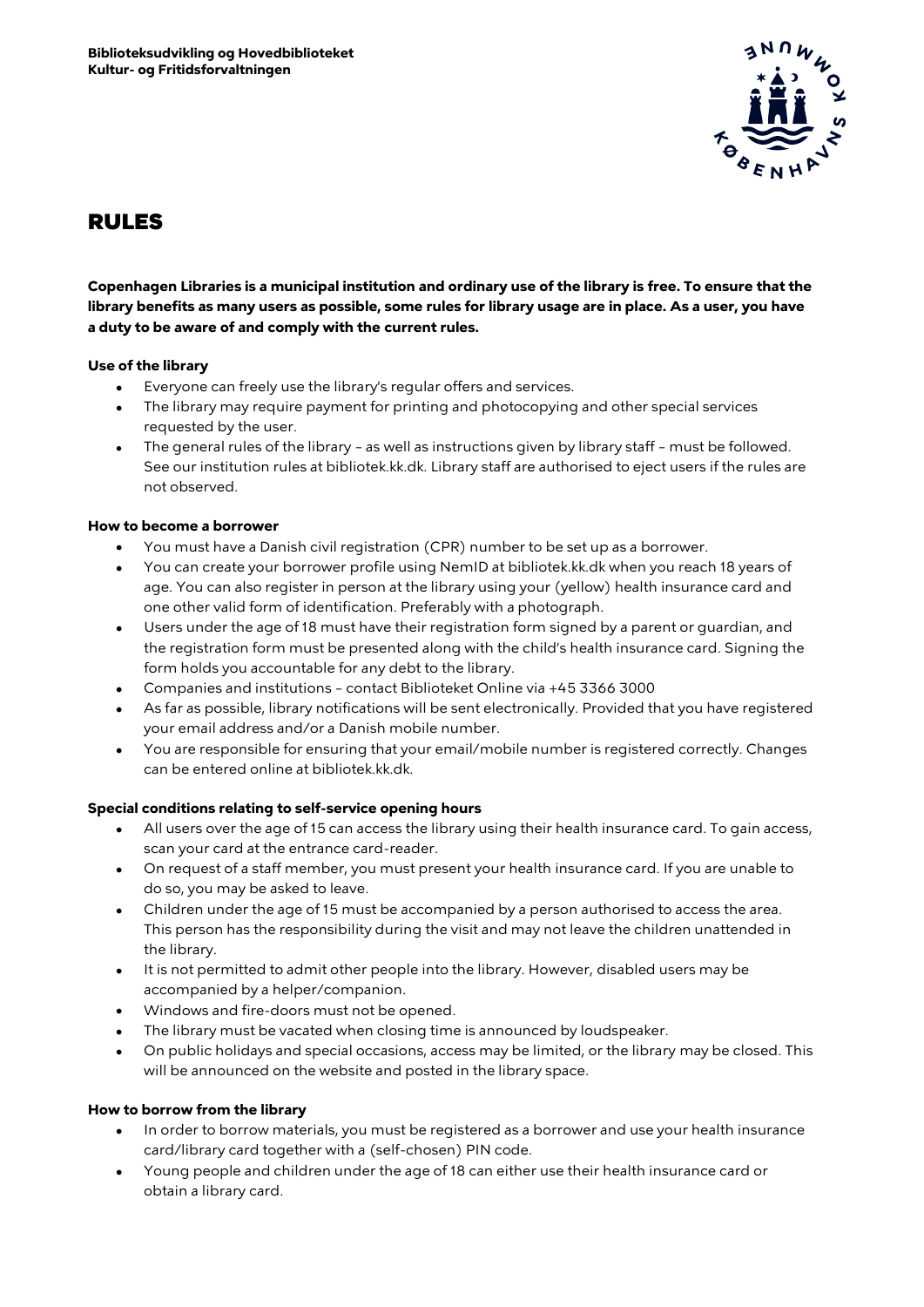**Biblioteksudvikling og Hovedbiblioteket**
**Kultur- og Fritidsforvaltningen**

# RULES

**Copenhagen Libraries is a municipal institution and ordinary use of the library is free. To ensure that the library benefits as many users as possible, some rules for library usage are in place. As a user, you have a duty to be aware of and comply with the current rules.**

**Use of the library**

- Everyone can freely use the library's regular offers and services.
- The library may require payment for printing and photocopying and other special services requested by the user.
- The general rules of the library – as well as instructions given by library staff – must be followed. See our institution rules at bibliotek.kk.dk. Library staff are authorised to eject users if the rules are not observed.

**How to become a borrower**

- You must have a Danish civil registration (CPR) number to be set up as a borrower.
- You can create your borrower profile using NemID at bibliotek.kk.dk when you reach 18 years of age. You can also register in person at the library using your (yellow) health insurance card and one other valid form of identification. Preferably with a photograph.
- Users under the age of 18 must have their registration form signed by a parent or guardian, and the registration form must be presented along with the child's health insurance card. Signing the form holds you accountable for any debt to the library.
- Companies and institutions – contact Biblioteket Online via +45 3366 3000
- As far as possible, library notifications will be sent electronically. Provided that you have registered your email address and/or a Danish mobile number.
- You are responsible for ensuring that your email/mobile number is registered correctly. Changes can be entered online at bibliotek.kk.dk.

**Special conditions relating to self-service opening hours**

- All users over the age of 15 can access the library using their health insurance card. To gain access, scan your card at the entrance card-reader.
- On request of a staff member, you must present your health insurance card. If you are unable to do so, you may be asked to leave.
- Children under the age of 15 must be accompanied by a person authorised to access the area. This person has the responsibility during the visit and may not leave the children unattended in the library.
- It is not permitted to admit other people into the library. However, disabled users may be accompanied by a helper/companion.
- Windows and fire-doors must not be opened.
- The library must be vacated when closing time is announced by loudspeaker.
- On public holidays and special occasions, access may be limited, or the library may be closed. This will be announced on the website and posted in the library space.

**How to borrow from the library**

- In order to borrow materials, you must be registered as a borrower and use your health insurance card/library card together with a (self-chosen) PIN code.
- Young people and children under the age of 18 can either use their health insurance card or obtain a library card.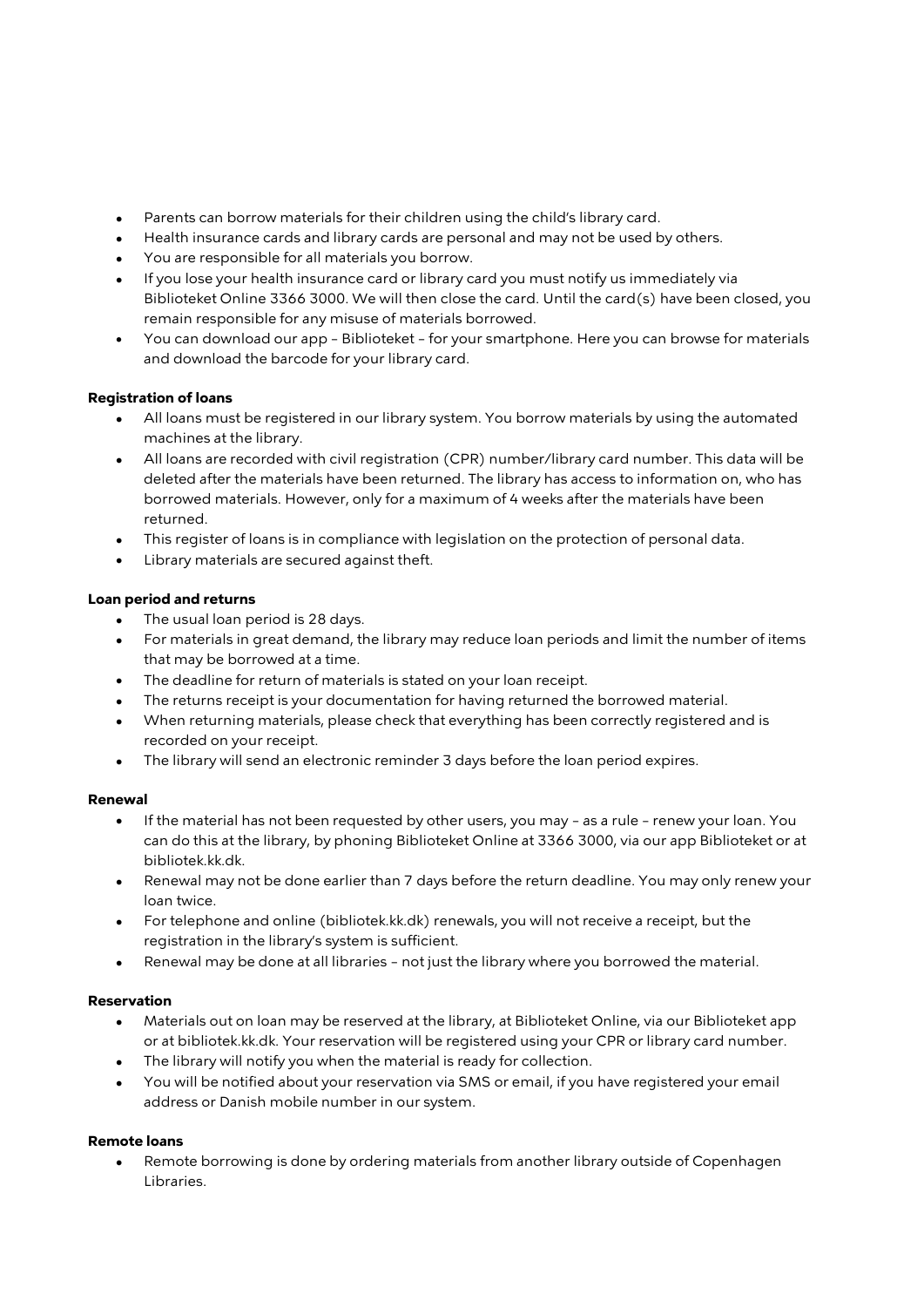- Parents can borrow materials for their children using the child's library card.
- Health insurance cards and library cards are personal and may not be used by others.
- You are responsible for all materials you borrow.
- If you lose your health insurance card or library card you must notify us immediately via Biblioteket Online 3366 3000. We will then close the card. Until the card(s) have been closed, you remain responsible for any misuse of materials borrowed.
- You can download our app – Biblioteket – for your smartphone. Here you can browse for materials and download the barcode for your library card.

**Registration of loans**

- All loans must be registered in our library system. You borrow materials by using the automated machines at the library.
- All loans are recorded with civil registration (CPR) number/library card number. This data will be deleted after the materials have been returned. The library has access to information on, who has borrowed materials. However, only for a maximum of 4 weeks after the materials have been returned.
- This register of loans is in compliance with legislation on the protection of personal data.
- Library materials are secured against theft.

**Loan period and returns**

- The usual loan period is 28 days.
- For materials in great demand, the library may reduce loan periods and limit the number of items that may be borrowed at a time.
- The deadline for return of materials is stated on your loan receipt.
- The returns receipt is your documentation for having returned the borrowed material.
- When returning materials, please check that everything has been correctly registered and is recorded on your receipt.
- The library will send an electronic reminder 3 days before the loan period expires.

**Renewal**

- If the material has not been requested by other users, you may – as a rule – renew your loan. You can do this at the library, by phoning Biblioteket Online at 3366 3000, via our app Biblioteket or at bibliotek.kk.dk.
- Renewal may not be done earlier than 7 days before the return deadline. You may only renew your loan twice.
- For telephone and online (bibliotek.kk.dk) renewals, you will not receive a receipt, but the registration in the library's system is sufficient.
- Renewal may be done at all libraries – not just the library where you borrowed the material.

**Reservation**

- Materials out on loan may be reserved at the library, at Biblioteket Online, via our Biblioteket app or at bibliotek.kk.dk. Your reservation will be registered using your CPR or library card number.
- The library will notify you when the material is ready for collection.
- You will be notified about your reservation via SMS or email, if you have registered your email address or Danish mobile number in our system.

**Remote loans**

- Remote borrowing is done by ordering materials from another library outside of Copenhagen Libraries.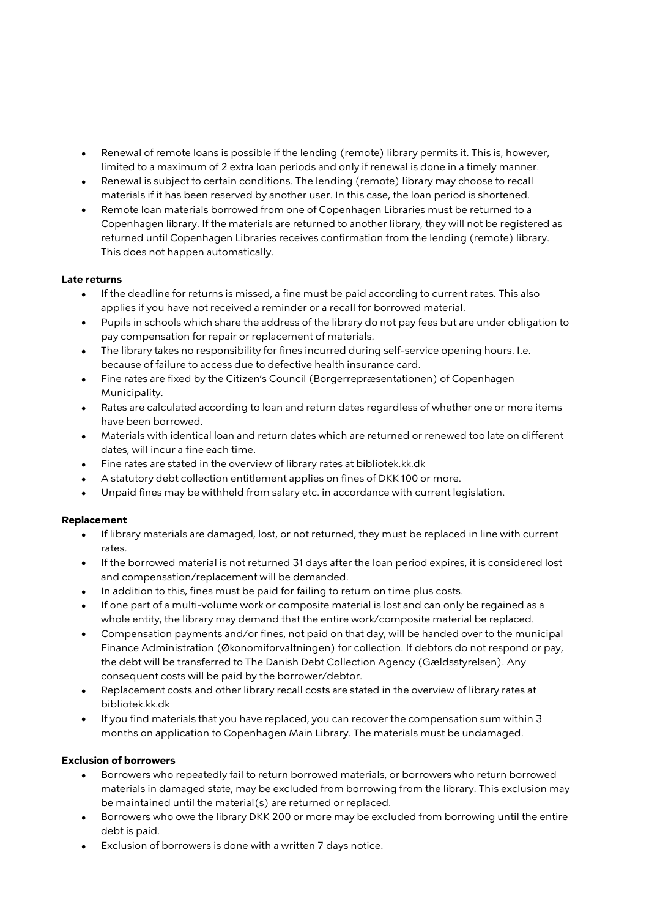- Renewal of remote loans is possible if the lending (remote) library permits it. This is, however, limited to a maximum of 2 extra loan periods and only if renewal is done in a timely manner.
- Renewal is subject to certain conditions. The lending (remote) library may choose to recall materials if it has been reserved by another user. In this case, the loan period is shortened.
- Remote loan materials borrowed from one of Copenhagen Libraries must be returned to a Copenhagen library. If the materials are returned to another library, they will not be registered as returned until Copenhagen Libraries receives confirmation from the lending (remote) library. This does not happen automatically.

**Late returns**

- If the deadline for returns is missed, a fine must be paid according to current rates. This also applies if you have not received a reminder or a recall for borrowed material.
- Pupils in schools which share the address of the library do not pay fees but are under obligation to pay compensation for repair or replacement of materials.
- The library takes no responsibility for fines incurred during self-service opening hours. I.e. because of failure to access due to defective health insurance card.
- Fine rates are fixed by the Citizen's Council (Borgerrepræsentationen) of Copenhagen Municipality.
- Rates are calculated according to loan and return dates regardless of whether one or more items have been borrowed.
- Materials with identical loan and return dates which are returned or renewed too late on different dates, will incur a fine each time.
- Fine rates are stated in the overview of library rates at bibliotek.kk.dk
- A statutory debt collection entitlement applies on fines of DKK 100 or more.
- Unpaid fines may be withheld from salary etc. in accordance with current legislation.

**Replacement**

- If library materials are damaged, lost, or not returned, they must be replaced in line with current rates.
- If the borrowed material is not returned 31 days after the loan period expires, it is considered lost and compensation/replacement will be demanded.
- In addition to this, fines must be paid for failing to return on time plus costs.
- If one part of a multi-volume work or composite material is lost and can only be regained as a whole entity, the library may demand that the entire work/composite material be replaced.
- Compensation payments and/or fines, not paid on that day, will be handed over to the municipal Finance Administration (Økonomiforvaltningen) for collection. If debtors do not respond or pay, the debt will be transferred to The Danish Debt Collection Agency (Gældsstyrelsen). Any consequent costs will be paid by the borrower/debtor.
- Replacement costs and other library recall costs are stated in the overview of library rates at bibliotek.kk.dk
- If you find materials that you have replaced, you can recover the compensation sum within 3 months on application to Copenhagen Main Library. The materials must be undamaged.

**Exclusion of borrowers**

- Borrowers who repeatedly fail to return borrowed materials, or borrowers who return borrowed materials in damaged state, may be excluded from borrowing from the library. This exclusion may be maintained until the material(s) are returned or replaced.
- Borrowers who owe the library DKK 200 or more may be excluded from borrowing until the entire debt is paid.
- Exclusion of borrowers is done with a written 7 days notice.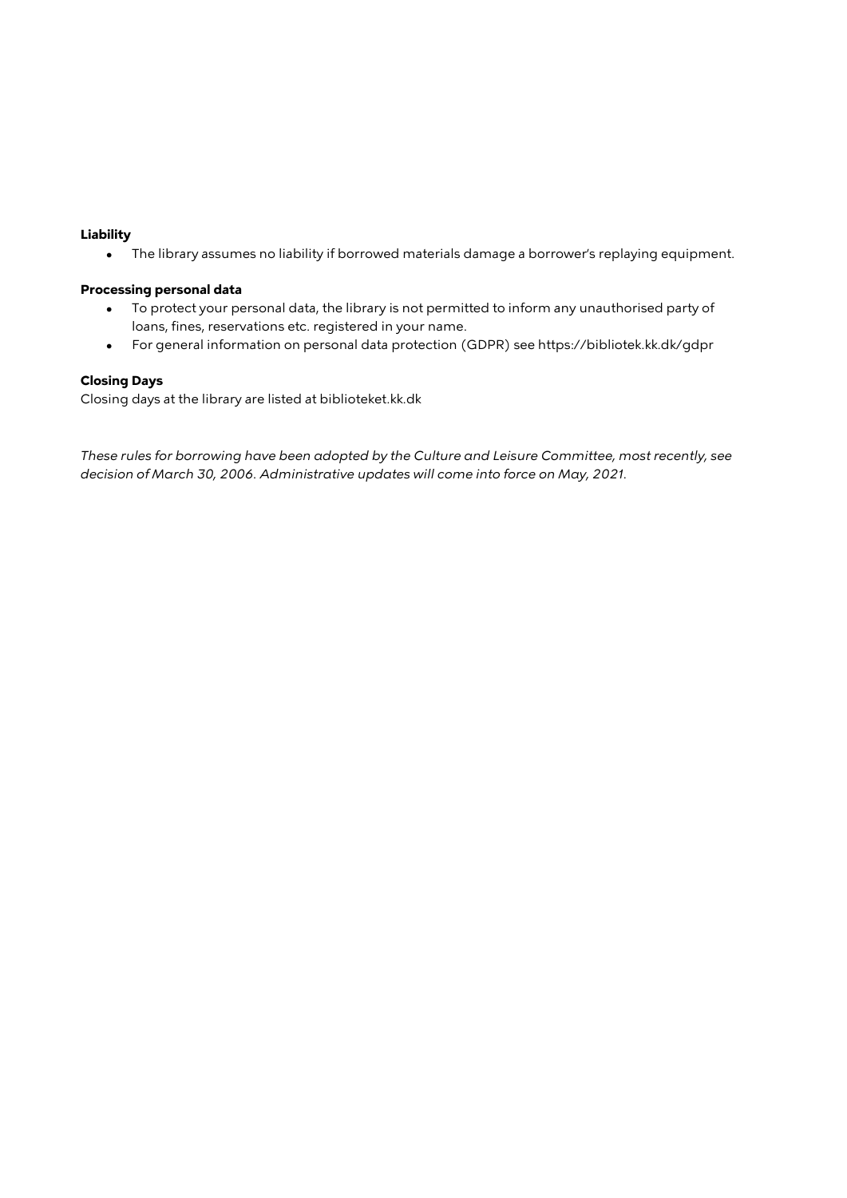**Liability**

- The library assumes no liability if borrowed materials damage a borrower's replaying equipment.

**Processing personal data**

- To protect your personal data, the library is not permitted to inform any unauthorised party of loans, fines, reservations etc. registered in your name.
- For general information on personal data protection (GDPR) see https://bibliotek.kk.dk/gdpr

**Closing Days**

Closing days at the library are listed at biblioteket.kk.dk

*These rules for borrowing have been adopted by the Culture and Leisure Committee, most recently, see decision of March 30, 2006. Administrative updates will come into force on May, 2021.*